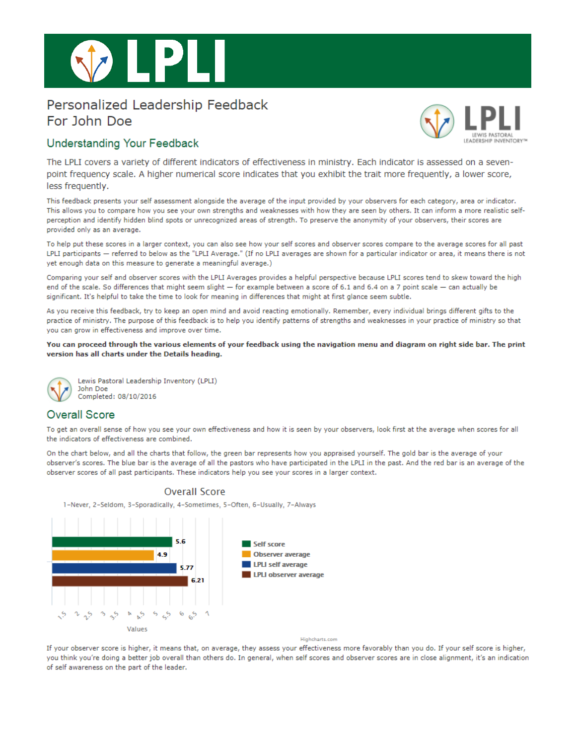# LPLI

## Personalized Leadership Feedback
## For John Doe

LPLI
LEWIS PASTORAL LEADERSHIP INVENTORY™

### Understanding Your Feedback

The LPLI covers a variety of different indicators of effectiveness in ministry. Each indicator is assessed on a seven-point frequency scale. A higher numerical score indicates that you exhibit the trait more frequently, a lower score, less frequently.

This feedback presents your self assessment alongside the average of the input provided by your observers for each category, area or indicator. This allows you to compare how you see your strengths and weaknesses with how they are seen by others. It can inform a more realistic self-perception and identify hidden blind spots or unrecognized areas of strength. To preserve the anonymity of your observers, their scores are provided only as an average.

To help put these scores in a larger context, you can also see how your self scores and observer scores compare to the average scores for all past LPLI participants — referred to below as the "LPLI Average." (If no LPLI averages are shown for a particular indicator or area, it means there is not yet enough data on this measure to generate a meaningful average.)

Comparing your self and observer scores with the LPLI Averages provides a helpful perspective because LPLI scores tend to skew toward the high end of the scale. So differences that might seem slight — for example between a score of 6.1 and 6.4 on a 7 point scale — can actually be significant. It's helpful to take the time to look for meaning in differences that might at first glance seem subtle.

As you receive this feedback, try to keep an open mind and avoid reacting emotionally. Remember, every individual brings different gifts to the practice of ministry. The purpose of this feedback is to help you identify patterns of strengths and weaknesses in your practice of ministry so that you can grow in effectiveness and improve over time.

**You can proceed through the various elements of your feedback using the navigation menu and diagram on right side bar. The print version has all charts under the Details heading.**

Lewis Pastoral Leadership Inventory (LPLI)
John Doe
Completed: 08/10/2016

### Overall Score

To get an overall sense of how you see your own effectiveness and how it is seen by your observers, look first at the average when scores for all the indicators of effectiveness are combined.

On the chart below, and all the charts that follow, the green bar represents how you appraised yourself. The gold bar is the average of your observer's scores. The blue bar is the average of all the pastors who have participated in the LPLI in the past. And the red bar is an average of the observer scores of all past participants. These indicators help you see your scores in a larger context.

**Overall Score**

1-Never, 2-Seldom, 3-Sporadically, 4-Sometimes, 5-Often, 6-Usually, 7-Always

| Series | Value |
|---|---|
| Self score | 5.6 |
| Observer average | 4.9 |
| LPLI self average | 5.77 |
| LPLI observer average | 6.21 |

Values

Highcharts.com

If your observer score is higher, it means that, on average, they assess your effectiveness more favorably than you do. If your self score is higher, you think you're doing a better job overall than others do. In general, when self scores and observer scores are in close alignment, it's an indication of self awareness on the part of the leader.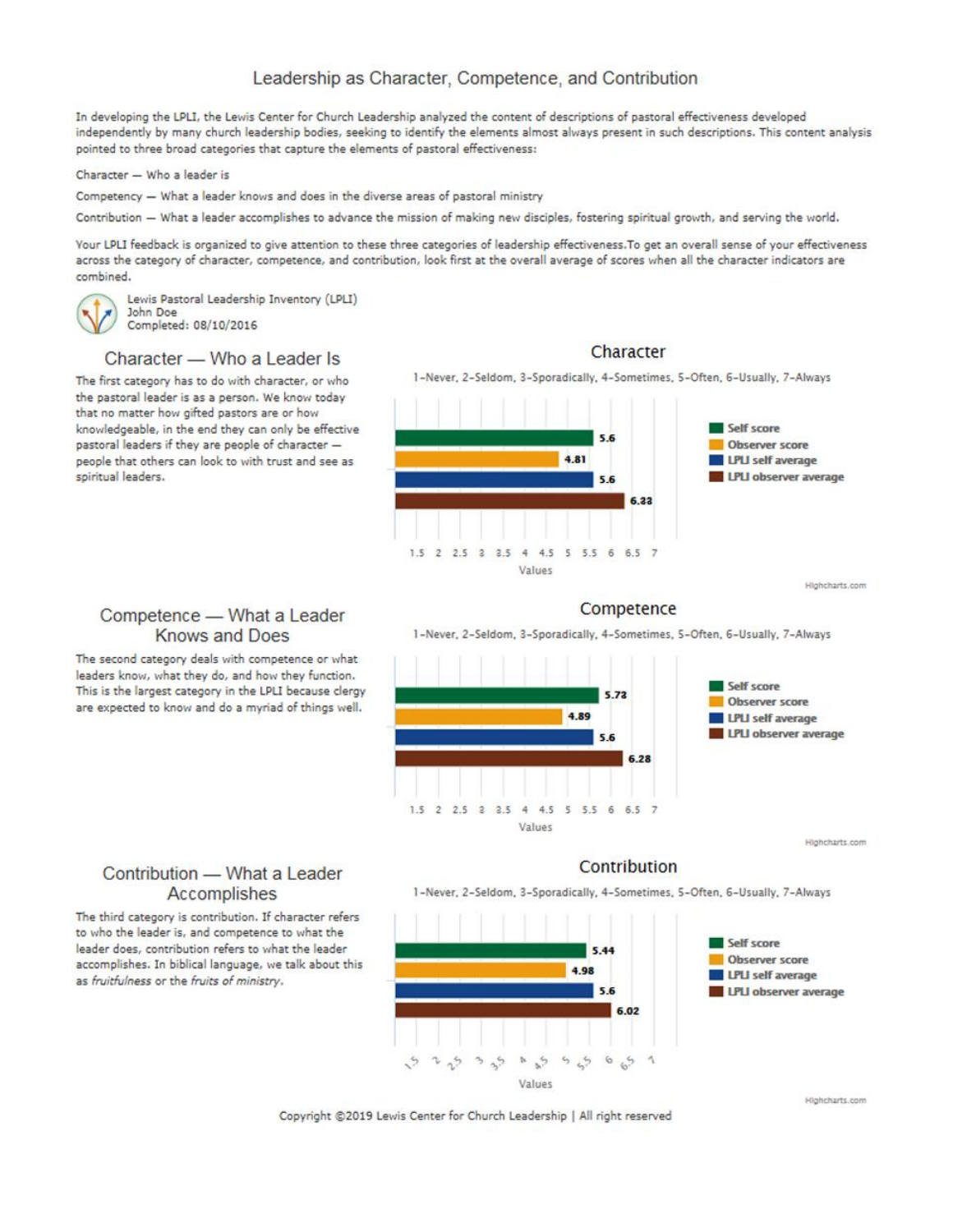# Leadership as Character, Competence, and Contribution

In developing the LPLI, the Lewis Center for Church Leadership analyzed the content of descriptions of pastoral effectiveness developed independently by many church leadership bodies, seeking to identify the elements almost always present in such descriptions. This content analysis pointed to three broad categories that capture the elements of pastoral effectiveness:

Character — Who a leader is

Competency — What a leader knows and does in the diverse areas of pastoral ministry

Contribution — What a leader accomplishes to advance the mission of making new disciples, fostering spiritual growth, and serving the world.

Your LPLI feedback is organized to give attention to these three categories of leadership effectiveness.To get an overall sense of your effectiveness across the category of character, competence, and contribution, look first at the overall average of scores when all the character indicators are combined.

Lewis Pastoral Leadership Inventory (LPLI)
John Doe
Completed: 08/10/2016

## Character — Who a Leader Is

The first category has to do with character, or who the pastoral leader is as a person. We know today that no matter how gifted pastors are or how knowledgeable, in the end they can only be effective pastoral leaders if they are people of character — people that others can look to with trust and see as spiritual leaders.

**Character**

1-Never, 2-Seldom, 3-Sporadically, 4-Sometimes, 5-Often, 6-Usually, 7-Always

| Measure | Value |
|---|---|
| Self score | 5.6 |
| Observer score | 4.81 |
| LPLI self average | 5.6 |
| LPLI observer average | 6.33 |

## Competence — What a Leader Knows and Does

The second category deals with competence or what leaders know, what they do, and how they function. This is the largest category in the LPLI because clergy are expected to know and do a myriad of things well.

**Competence**

1-Never, 2-Seldom, 3-Sporadically, 4-Sometimes, 5-Often, 6-Usually, 7-Always

| Measure | Value |
|---|---|
| Self score | 5.73 |
| Observer score | 4.89 |
| LPLI self average | 5.6 |
| LPLI observer average | 6.28 |

## Contribution — What a Leader Accomplishes

The third category is contribution. If character refers to who the leader is, and competence to what the leader does, contribution refers to what the leader accomplishes. In biblical language, we talk about this as *fruitfulness* or the *fruits of ministry*.

**Contribution**

1-Never, 2-Seldom, 3-Sporadically, 4-Sometimes, 5-Often, 6-Usually, 7-Always

| Measure | Value |
|---|---|
| Self score | 5.44 |
| Observer score | 4.98 |
| LPLI self average | 5.6 |
| LPLI observer average | 6.02 |

Copyright ©2019 Lewis Center for Church Leadership | All right reserved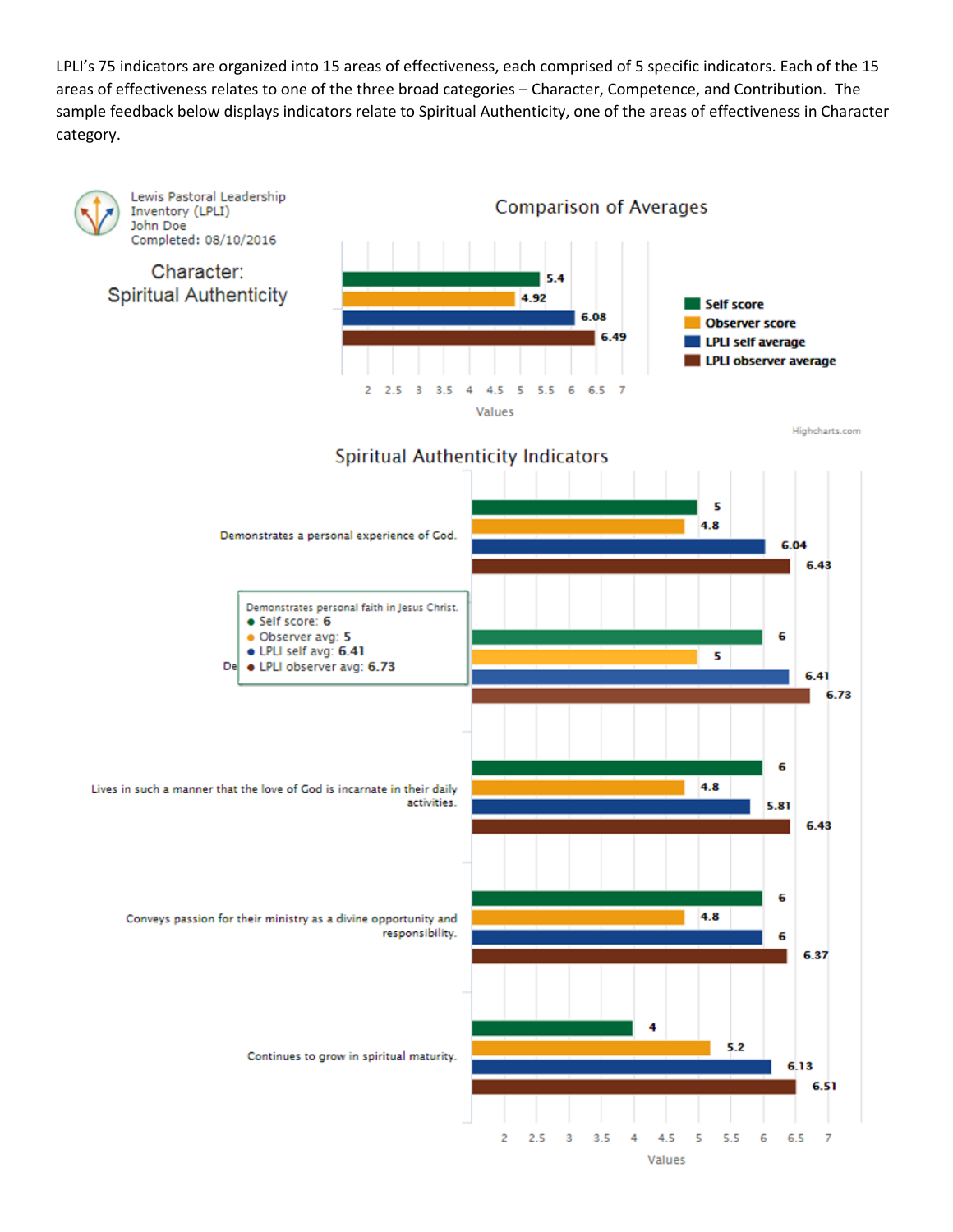LPLI's 75 indicators are organized into 15 areas of effectiveness, each comprised of 5 specific indicators. Each of the 15 areas of effectiveness relates to one of the three broad categories – Character, Competence, and Contribution. The sample feedback below displays indicators relate to Spiritual Authenticity, one of the areas of effectiveness in Character category.

Lewis Pastoral Leadership Inventory (LPLI)
John Doe
Completed: 08/10/2016

## Character: Spiritual Authenticity

### Comparison of Averages

| Measure | Value |
| --- | --- |
| Self score | 5.4 |
| Observer score | 4.92 |
| LPLI self average | 6.08 |
| LPLI observer average | 6.49 |

### Spiritual Authenticity Indicators

| Indicator | Self score | Observer score | LPLI self average | LPLI observer average |
| --- | --- | --- | --- | --- |
| Demonstrates a personal experience of God. | 5 | 4.8 | 6.04 | 6.43 |
| Demonstrates personal faith in Jesus Christ. | 6 | 5 | 6.41 | 6.73 |
| Lives in such a manner that the love of God is incarnate in their daily activities. | 6 | 4.8 | 5.81 | 6.43 |
| Conveys passion for their ministry as a divine opportunity and responsibility. | 6 | 4.8 | 6 | 6.37 |
| Continues to grow in spiritual maturity. | 4 | 5.2 | 6.13 | 6.51 |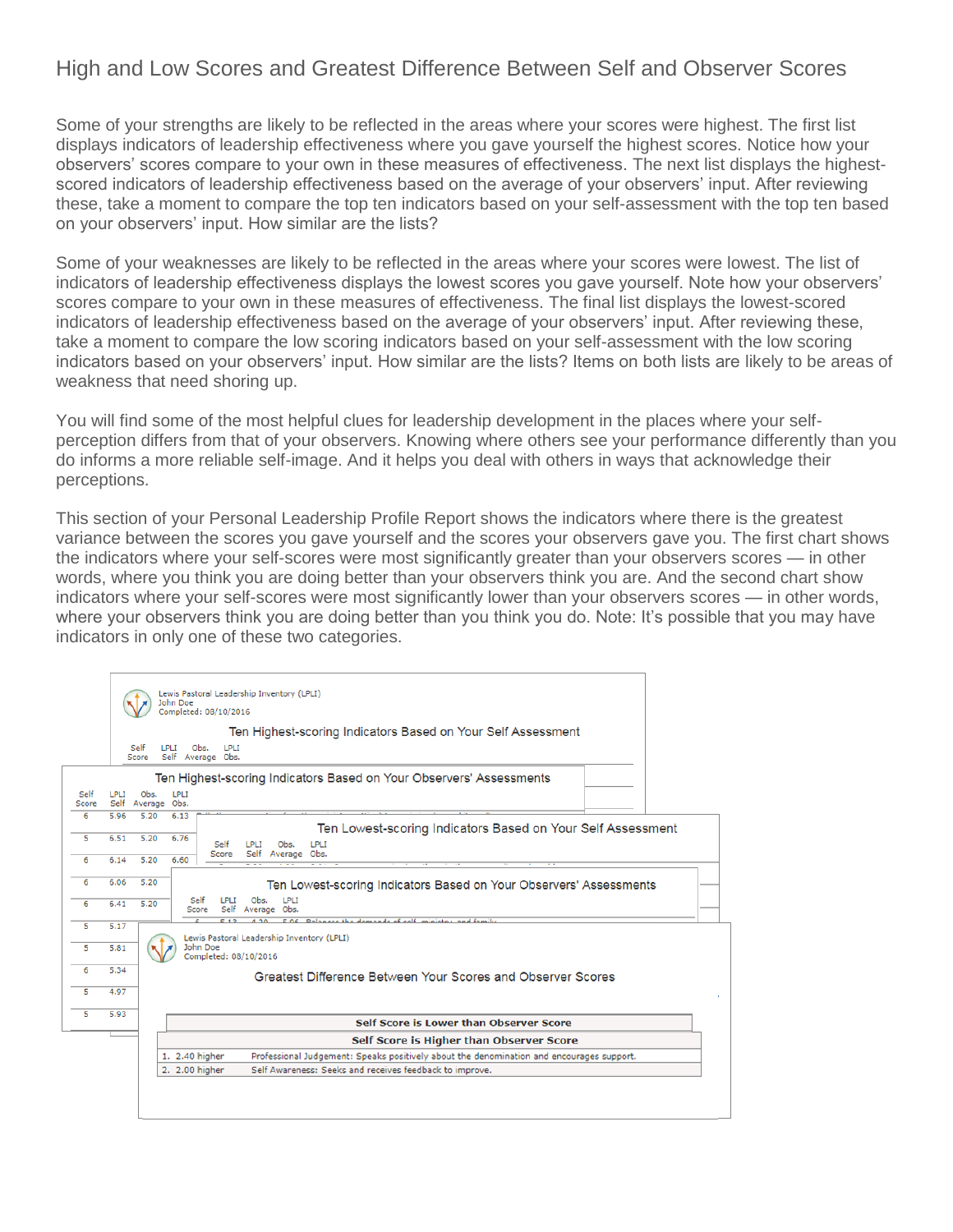# High and Low Scores and Greatest Difference Between Self and Observer Scores

Some of your strengths are likely to be reflected in the areas where your scores were highest. The first list displays indicators of leadership effectiveness where you gave yourself the highest scores. Notice how your observers' scores compare to your own in these measures of effectiveness. The next list displays the highest-scored indicators of leadership effectiveness based on the average of your observers' input. After reviewing these, take a moment to compare the top ten indicators based on your self-assessment with the top ten based on your observers' input. How similar are the lists?

Some of your weaknesses are likely to be reflected in the areas where your scores were lowest. The list of indicators of leadership effectiveness displays the lowest scores you gave yourself. Note how your observers' scores compare to your own in these measures of effectiveness. The final list displays the lowest-scored indicators of leadership effectiveness based on the average of your observers' input. After reviewing these, take a moment to compare the low scoring indicators based on your self-assessment with the low scoring indicators based on your observers' input. How similar are the lists? Items on both lists are likely to be areas of weakness that need shoring up.

You will find some of the most helpful clues for leadership development in the places where your self-perception differs from that of your observers. Knowing where others see your performance differently than you do informs a more reliable self-image. And it helps you deal with others in ways that acknowledge their perceptions.

This section of your Personal Leadership Profile Report shows the indicators where there is the greatest variance between the scores you gave yourself and the scores your observers gave you. The first chart shows the indicators where your self-scores were most significantly greater than your observers scores — in other words, where you think you are doing better than your observers think you are. And the second chart show indicators where your self-scores were most significantly lower than your observers scores — in other words, where your observers think you are doing better than you think you do. Note: It's possible that you may have indicators in only one of these two categories.

Lewis Pastoral Leadership Inventory (LPLI)
John Doe
Completed: 08/10/2016

Ten Highest-scoring Indicators Based on Your Self Assessment

Ten Highest-scoring Indicators Based on Your Observers' Assessments

| Self Score | LPLI Self | Obs. Average | LPLI Obs. |
|---|---|---|---|
| 6 | 5.96 | 5.20 | 6.13 |
| 5 | 6.51 | 5.20 | 6.76 |
| 6 | 6.14 | 5.20 | 6.60 |
| 6 | 6.06 | 5.20 | |
| 6 | 6.41 | 5.20 | |
| 5 | 5.17 | | |
| 5 | 5.81 | | |
| 6 | 5.34 | | |
| 5 | 4.97 | | |
| 5 | 5.93 | | |

Ten Lowest-scoring Indicators Based on Your Self Assessment

Ten Lowest-scoring Indicators Based on Your Observers' Assessments

| Self Score | LPLI Self | Obs. Average | LPLI Obs. | |
|---|---|---|---|---|
| 6 | 5.13 | 4.20 | 5.06 | Balances the demands of self, ministry, and family. |

Lewis Pastoral Leadership Inventory (LPLI)
John Doe
Completed: 08/10/2016

Greatest Difference Between Your Scores and Observer Scores

**Self Score is Lower than Observer Score**

| **Self Score is Higher than Observer Score** | |
|---|---|
| 1. 2.40 higher | Professional Judgement: Speaks positively about the denomination and encourages support. |
| 2. 2.00 higher | Self Awareness: Seeks and receives feedback to improve. |